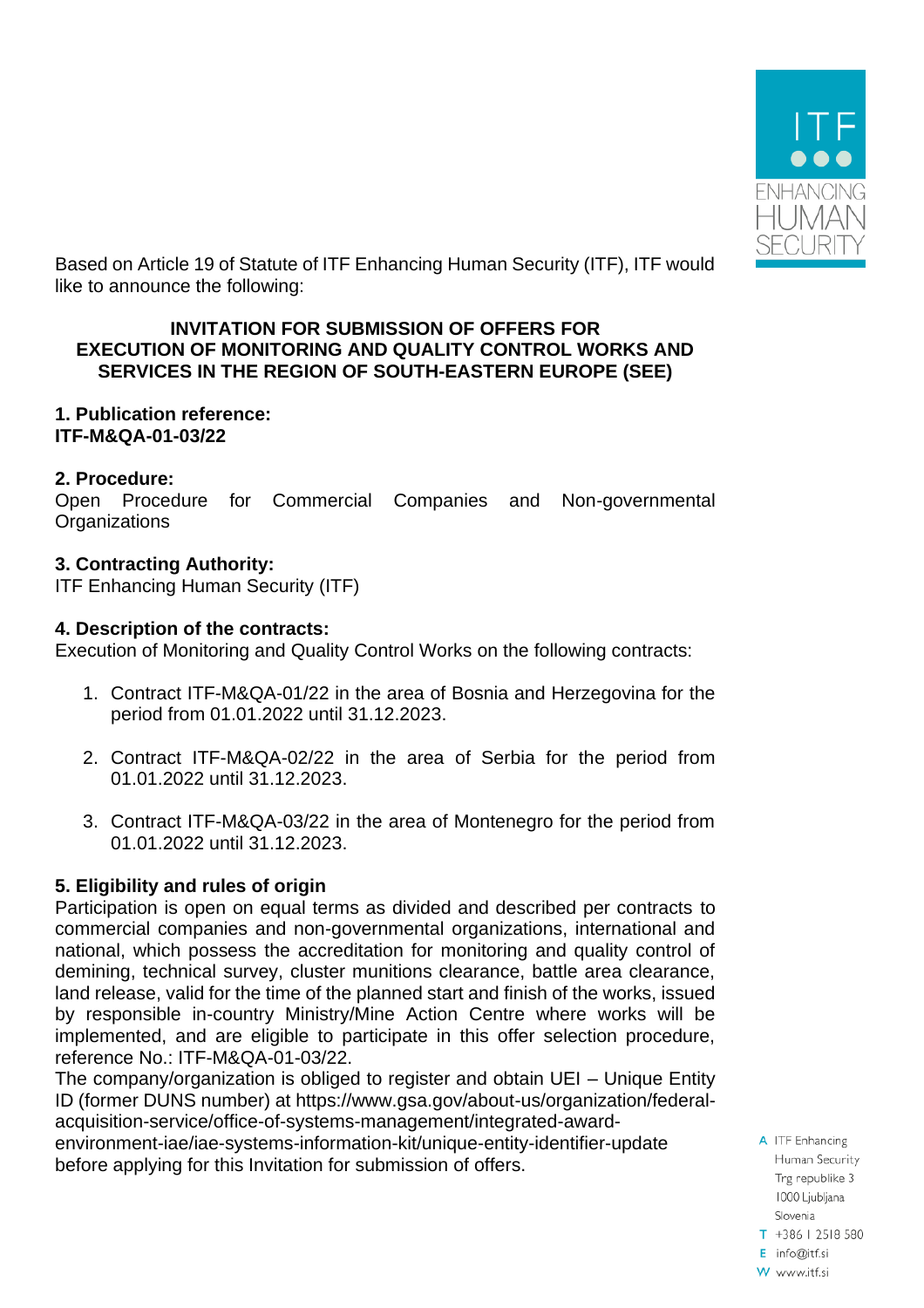Based on Article 19 of Statute of ITF Enhancing Human Security (ITF), ITF would like to announce the following:

**INVITATION FOR SUBMISSION OF OFFERS FOR EXECUTION OF MONITORING AND QUALITY CONTROL WORKS AND SERVICES IN THE REGION OF SOUTH-EASTERN EUROPE (SEE)**

**1. Publication reference:**
**ITF-M&QA-01-03/22**

**2. Procedure:**
Open Procedure for Commercial Companies and Non-governmental Organizations

**3. Contracting Authority:**
ITF Enhancing Human Security (ITF)

**4. Description of the contracts:**
Execution of Monitoring and Quality Control Works on the following contracts:

1. Contract ITF-M&QA-01/22 in the area of Bosnia and Herzegovina for the period from 01.01.2022 until 31.12.2023.

2. Contract ITF-M&QA-02/22 in the area of Serbia for the period from 01.01.2022 until 31.12.2023.

3. Contract ITF-M&QA-03/22 in the area of Montenegro for the period from 01.01.2022 until 31.12.2023.

**5. Eligibility and rules of origin**
Participation is open on equal terms as divided and described per contracts to commercial companies and non-governmental organizations, international and national, which possess the accreditation for monitoring and quality control of demining, technical survey, cluster munitions clearance, battle area clearance, land release, valid for the time of the planned start and finish of the works, issued by responsible in-country Ministry/Mine Action Centre where works will be implemented, and are eligible to participate in this offer selection procedure, reference No.: ITF-M&QA-01-03/22.
The company/organization is obliged to register and obtain UEI – Unique Entity ID (former DUNS number) at https://www.gsa.gov/about-us/organization/federal-acquisition-service/office-of-systems-management/integrated-award-environment-iae/iae-systems-information-kit/unique-entity-identifier-update before applying for this Invitation for submission of offers.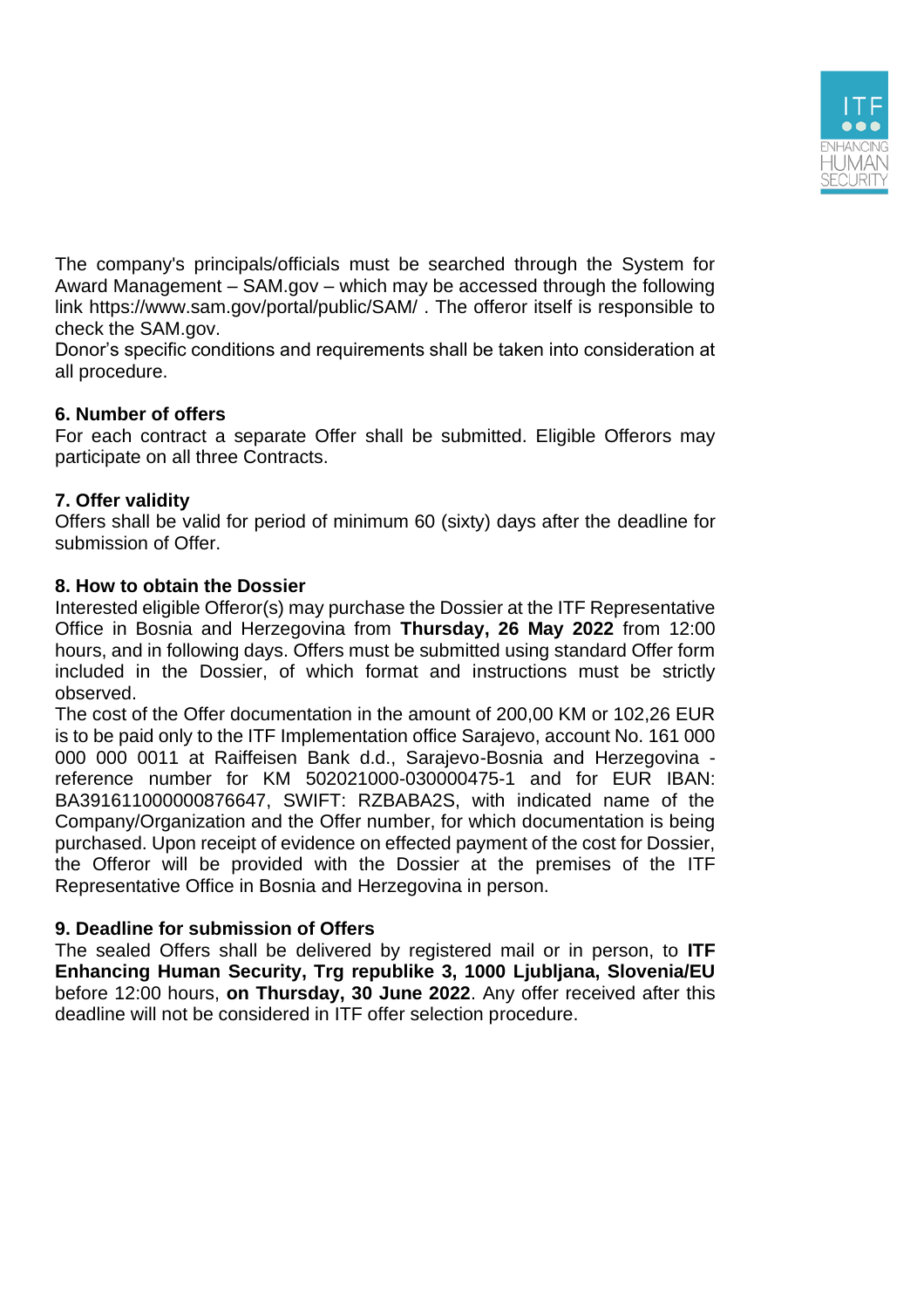The company's principals/officials must be searched through the System for Award Management – SAM.gov – which may be accessed through the following link https://www.sam.gov/portal/public/SAM/ . The offeror itself is responsible to check the SAM.gov.
Donor's specific conditions and requirements shall be taken into consideration at all procedure.

**6. Number of offers**
For each contract a separate Offer shall be submitted. Eligible Offerors may participate on all three Contracts.

**7. Offer validity**
Offers shall be valid for period of minimum 60 (sixty) days after the deadline for submission of Offer.

**8. How to obtain the Dossier**
Interested eligible Offeror(s) may purchase the Dossier at the ITF Representative Office in Bosnia and Herzegovina from **Thursday, 26 May 2022** from 12:00 hours, and in following days. Offers must be submitted using standard Offer form included in the Dossier, of which format and instructions must be strictly observed.
The cost of the Offer documentation in the amount of 200,00 KM or 102,26 EUR is to be paid only to the ITF Implementation office Sarajevo, account No. 161 000 000 000 0011 at Raiffeisen Bank d.d., Sarajevo-Bosnia and Herzegovina - reference number for KM 502021000-030000475-1 and for EUR IBAN: BA391611000000876647, SWIFT: RZBABA2S, with indicated name of the Company/Organization and the Offer number, for which documentation is being purchased. Upon receipt of evidence on effected payment of the cost for Dossier, the Offeror will be provided with the Dossier at the premises of the ITF Representative Office in Bosnia and Herzegovina in person.

**9. Deadline for submission of Offers**
The sealed Offers shall be delivered by registered mail or in person, to **ITF Enhancing Human Security, Trg republike 3, 1000 Ljubljana, Slovenia/EU** before 12:00 hours, **on Thursday, 30 June 2022**. Any offer received after this deadline will not be considered in ITF offer selection procedure.